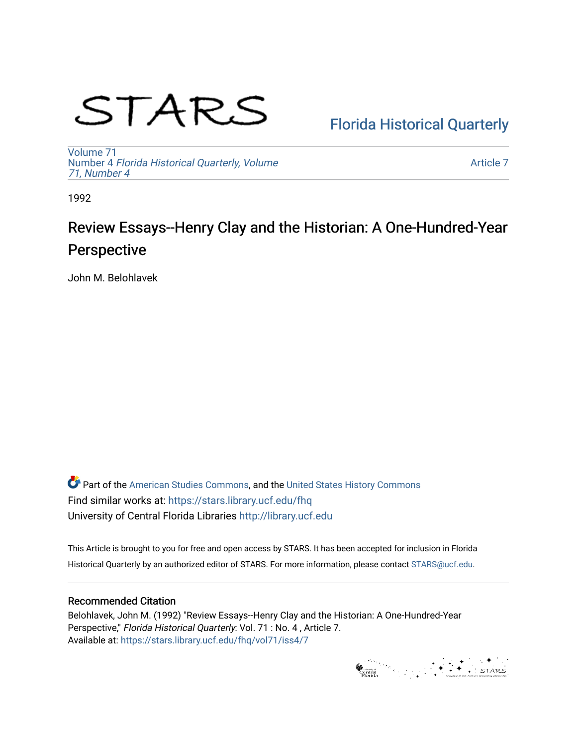STARS

Florida Historical Quarterly

Volume 71
Number 4 *Florida Historical Quarterly, Volume 71, Number 4*

Article 7

1992

# Review Essays--Henry Clay and the Historian: A One-Hundred-Year Perspective

John M. Belohlavek

Part of the American Studies Commons, and the United States History Commons
Find similar works at: https://stars.library.ucf.edu/fhq
University of Central Florida Libraries http://library.ucf.edu

This Article is brought to you for free and open access by STARS. It has been accepted for inclusion in Florida Historical Quarterly by an authorized editor of STARS. For more information, please contact STARS@ucf.edu.

## Recommended Citation

Belohlavek, John M. (1992) "Review Essays--Henry Clay and the Historian: A One-Hundred-Year Perspective," *Florida Historical Quarterly*: Vol. 71 : No. 4 , Article 7.
Available at: https://stars.library.ucf.edu/fhq/vol71/iss4/7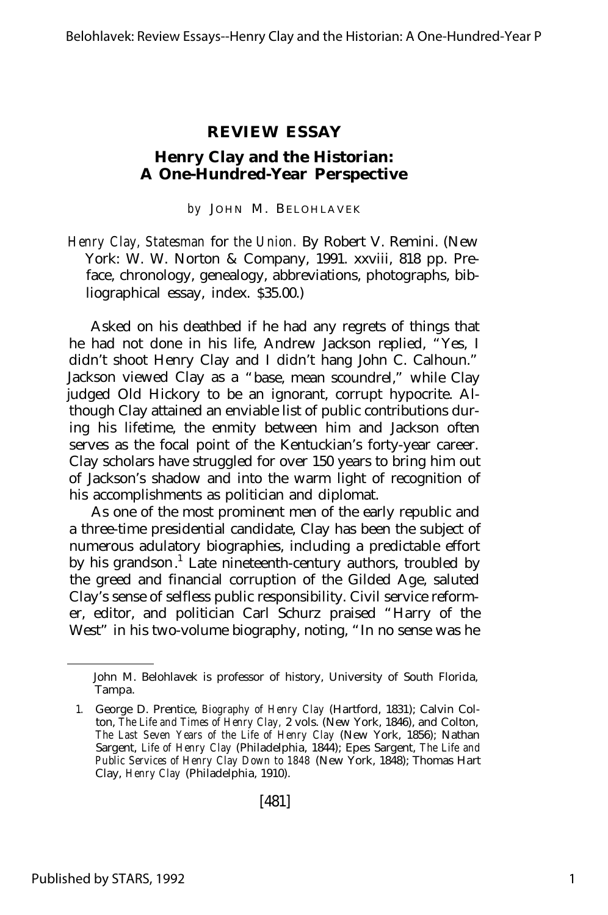# REVIEW ESSAY

## Henry Clay and the Historian: A One-Hundred-Year Perspective

*by* JOHN M. BELOHLAVEK

*Henry Clay, Statesman for the Union.* By Robert V. Remini. (New York: W. W. Norton & Company, 1991. xxviii, 818 pp. Preface, chronology, genealogy, abbreviations, photographs, bibliographical essay, index. $35.00.)

Asked on his deathbed if he had any regrets of things that he had not done in his life, Andrew Jackson replied, "Yes, I didn't shoot Henry Clay and I didn't hang John C. Calhoun." Jackson viewed Clay as a "base, mean scoundrel," while Clay judged Old Hickory to be an ignorant, corrupt hypocrite. Although Clay attained an enviable list of public contributions during his lifetime, the enmity between him and Jackson often serves as the focal point of the Kentuckian's forty-year career. Clay scholars have struggled for over 150 years to bring him out of Jackson's shadow and into the warm light of recognition of his accomplishments as politician and diplomat.

As one of the most prominent men of the early republic and a three-time presidential candidate, Clay has been the subject of numerous adulatory biographies, including a predictable effort by his grandson.[1] Late nineteenth-century authors, troubled by the greed and financial corruption of the Gilded Age, saluted Clay's sense of selfless public responsibility. Civil service reformer, editor, and politician Carl Schurz praised "Harry of the West" in his two-volume biography, noting, "In no sense was he

---

John M. Belohlavek is professor of history, University of South Florida, Tampa.

1. George D. Prentice, *Biography of Henry Clay* (Hartford, 1831); Calvin Colton, *The Life and Times of Henry Clay*, 2 vols. (New York, 1846), and Colton, *The Last Seven Years of the Life of Henry Clay* (New York, 1856); Nathan Sargent, *Life of Henry Clay* (Philadelphia, 1844); Epes Sargent, *The Life and Public Services of Henry Clay Down to 1848* (New York, 1848); Thomas Hart Clay, *Henry Clay* (Philadelphia, 1910).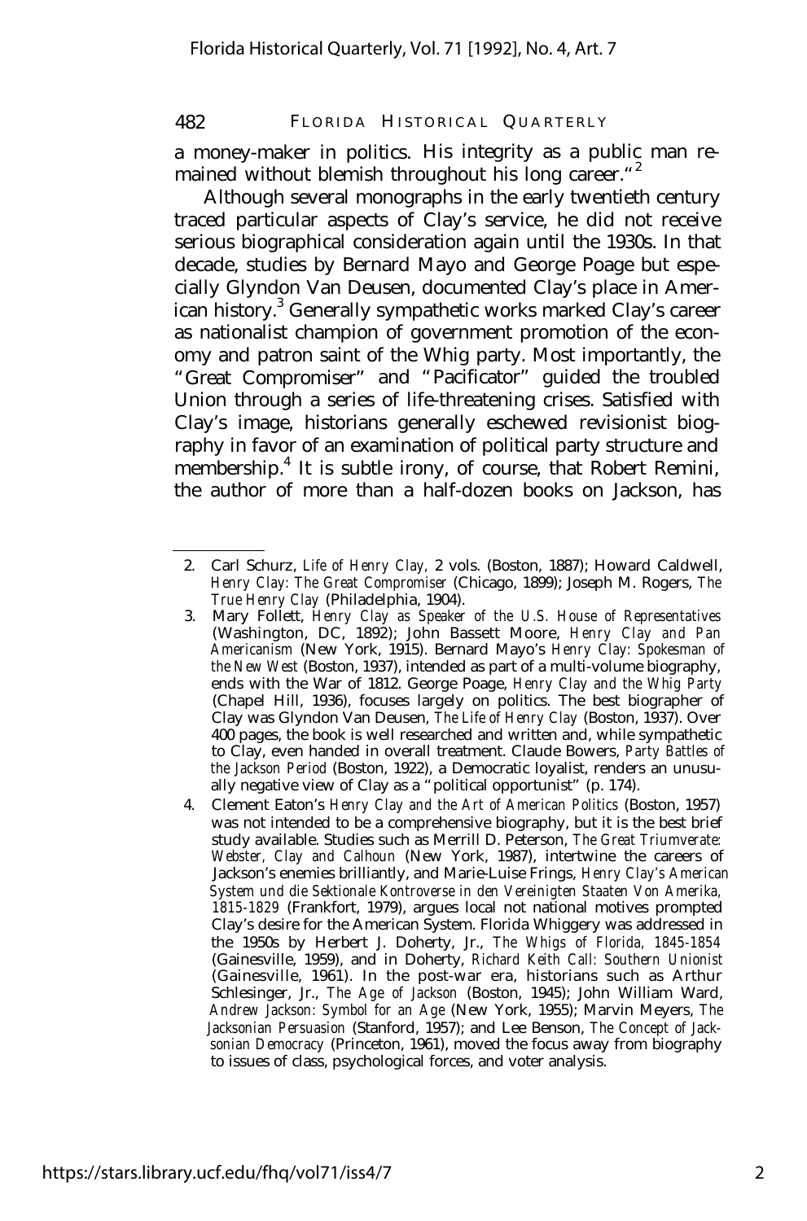a money-maker in politics. His integrity as a public man remained without blemish throughout his long career."[2]

Although several monographs in the early twentieth century traced particular aspects of Clay's service, he did not receive serious biographical consideration again until the 1930s. In that decade, studies by Bernard Mayo and George Poage but especially Glyndon Van Deusen, documented Clay's place in American history.[3] Generally sympathetic works marked Clay's career as nationalist champion of government promotion of the economy and patron saint of the Whig party. Most importantly, the "Great Compromiser" and "Pacificator" guided the troubled Union through a series of life-threatening crises. Satisfied with Clay's image, historians generally eschewed revisionist biography in favor of an examination of political party structure and membership.[4] It is subtle irony, of course, that Robert Remini, the author of more than a half-dozen books on Jackson, has

---

2. Carl Schurz, *Life of Henry Clay,* 2 vols. (Boston, 1887); Howard Caldwell, *Henry Clay: The Great Compromiser* (Chicago, 1899); Joseph M. Rogers, *The True Henry Clay* (Philadelphia, 1904).

3. Mary Follett, *Henry Clay as Speaker of the U.S. House of Representatives* (Washington, DC, 1892); John Bassett Moore, *Henry Clay and Pan Americanism* (New York, 1915). Bernard Mayo's *Henry Clay: Spokesman of the New West* (Boston, 1937), intended as part of a multi-volume biography, ends with the War of 1812. George Poage, *Henry Clay and the Whig Party* (Chapel Hill, 1936), focuses largely on politics. The best biographer of Clay was Glyndon Van Deusen, *The Life of Henry Clay* (Boston, 1937). Over 400 pages, the book is well researched and written and, while sympathetic to Clay, even handed in overall treatment. Claude Bowers, *Party Battles of the Jackson Period* (Boston, 1922), a Democratic loyalist, renders an unusually negative view of Clay as a "political opportunist" (p. 174).

4. Clement Eaton's *Henry Clay and the Art of American Politics* (Boston, 1957) was not intended to be a comprehensive biography, but it is the best brief study available. Studies such as Merrill D. Peterson, *The Great Triumverate: Webster, Clay and Calhoun* (New York, 1987), intertwine the careers of Jackson's enemies brilliantly, and Marie-Luise Frings, *Henry Clay's American System und die Sektionale Kontroverse in den Vereinigten Staaten Von Amerika, 1815-1829* (Frankfort, 1979), argues local not national motives prompted Clay's desire for the American System. Florida Whiggery was addressed in the 1950s by Herbert J. Doherty, Jr., *The Whigs of Florida, 1845-1854* (Gainesville, 1959), and in Doherty, *Richard Keith Call: Southern Unionist* (Gainesville, 1961). In the post-war era, historians such as Arthur Schlesinger, Jr., *The Age of Jackson* (Boston, 1945); John William Ward, *Andrew Jackson: Symbol for an Age* (New York, 1955); Marvin Meyers, *The Jacksonian Persuasion* (Stanford, 1957); and Lee Benson, *The Concept of Jacksonian Democracy* (Princeton, 1961), moved the focus away from biography to issues of class, psychological forces, and voter analysis.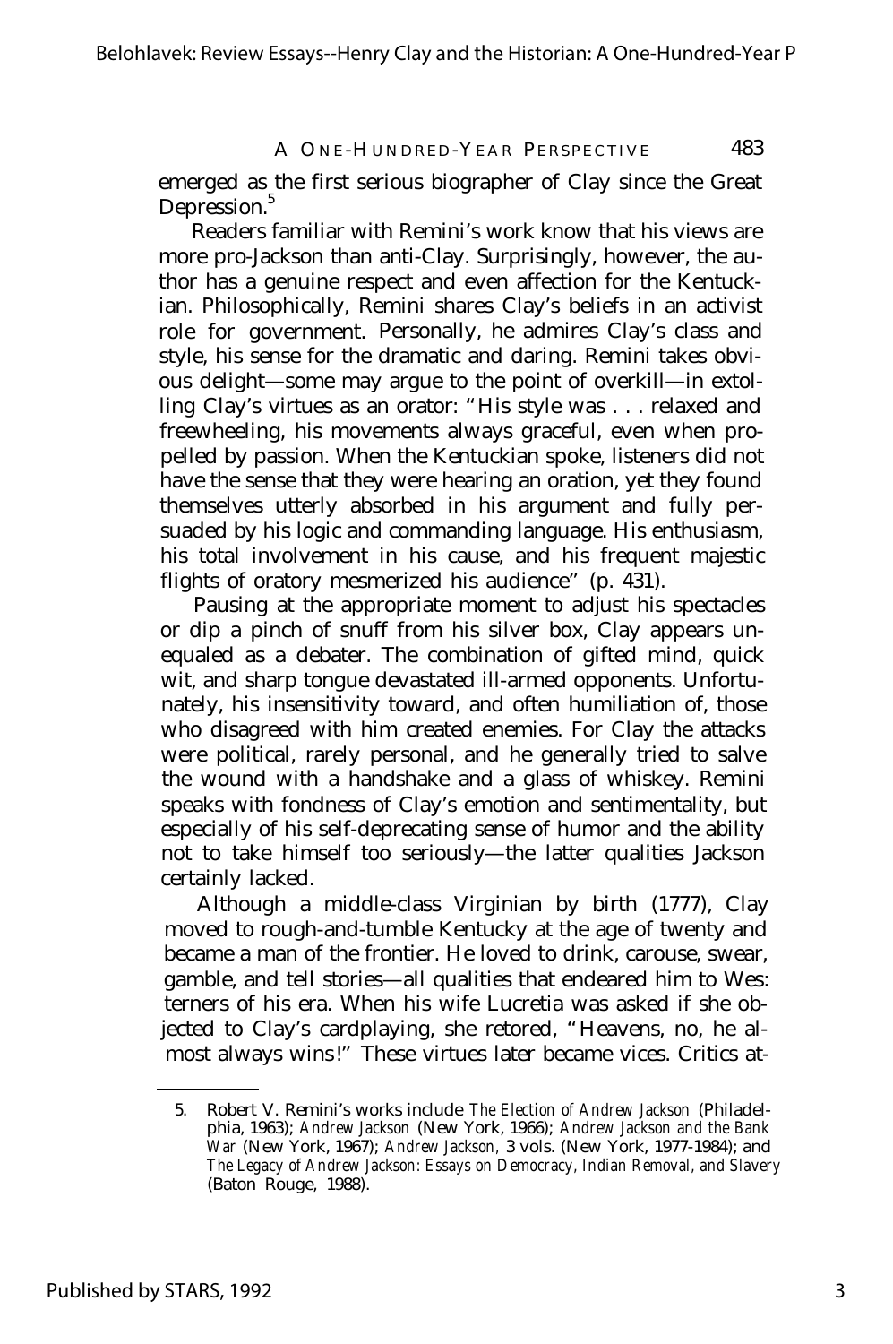emerged as the first serious biographer of Clay since the Great Depression.[5]

Readers familiar with Remini's work know that his views are more pro-Jackson than anti-Clay. Surprisingly, however, the author has a genuine respect and even affection for the Kentuckian. Philosophically, Remini shares Clay's beliefs in an activist role for government. Personally, he admires Clay's class and style, his sense for the dramatic and daring. Remini takes obvious delight—some may argue to the point of overkill—in extolling Clay's virtues as an orator: "His style was . . . relaxed and freewheeling, his movements always graceful, even when propelled by passion. When the Kentuckian spoke, listeners did not have the sense that they were hearing an oration, yet they found themselves utterly absorbed in his argument and fully persuaded by his logic and commanding language. His enthusiasm, his total involvement in his cause, and his frequent majestic flights of oratory mesmerized his audience" (p. 431).

Pausing at the appropriate moment to adjust his spectacles or dip a pinch of snuff from his silver box, Clay appears unequaled as a debater. The combination of gifted mind, quick wit, and sharp tongue devastated ill-armed opponents. Unfortunately, his insensitivity toward, and often humiliation of, those who disagreed with him created enemies. For Clay the attacks were political, rarely personal, and he generally tried to salve the wound with a handshake and a glass of whiskey. Remini speaks with fondness of Clay's emotion and sentimentality, but especially of his self-deprecating sense of humor and the ability not to take himself too seriously—the latter qualities Jackson certainly lacked.

Although a middle-class Virginian by birth (1777), Clay moved to rough-and-tumble Kentucky at the age of twenty and became a man of the frontier. He loved to drink, carouse, swear, gamble, and tell stories—all qualities that endeared him to Westerners of his era. When his wife Lucretia was asked if she objected to Clay's cardplaying, she retored, "Heavens, no, he almost always wins!" These virtues later became vices. Critics at-

---

5. Robert V. Remini's works include *The Election of Andrew Jackson* (Philadelphia, 1963); *Andrew Jackson* (New York, 1966); *Andrew Jackson and the Bank War* (New York, 1967); *Andrew Jackson,* 3 vols. (New York, 1977-1984); and *The Legacy of Andrew Jackson: Essays on Democracy, Indian Removal, and Slavery* (Baton Rouge, 1988).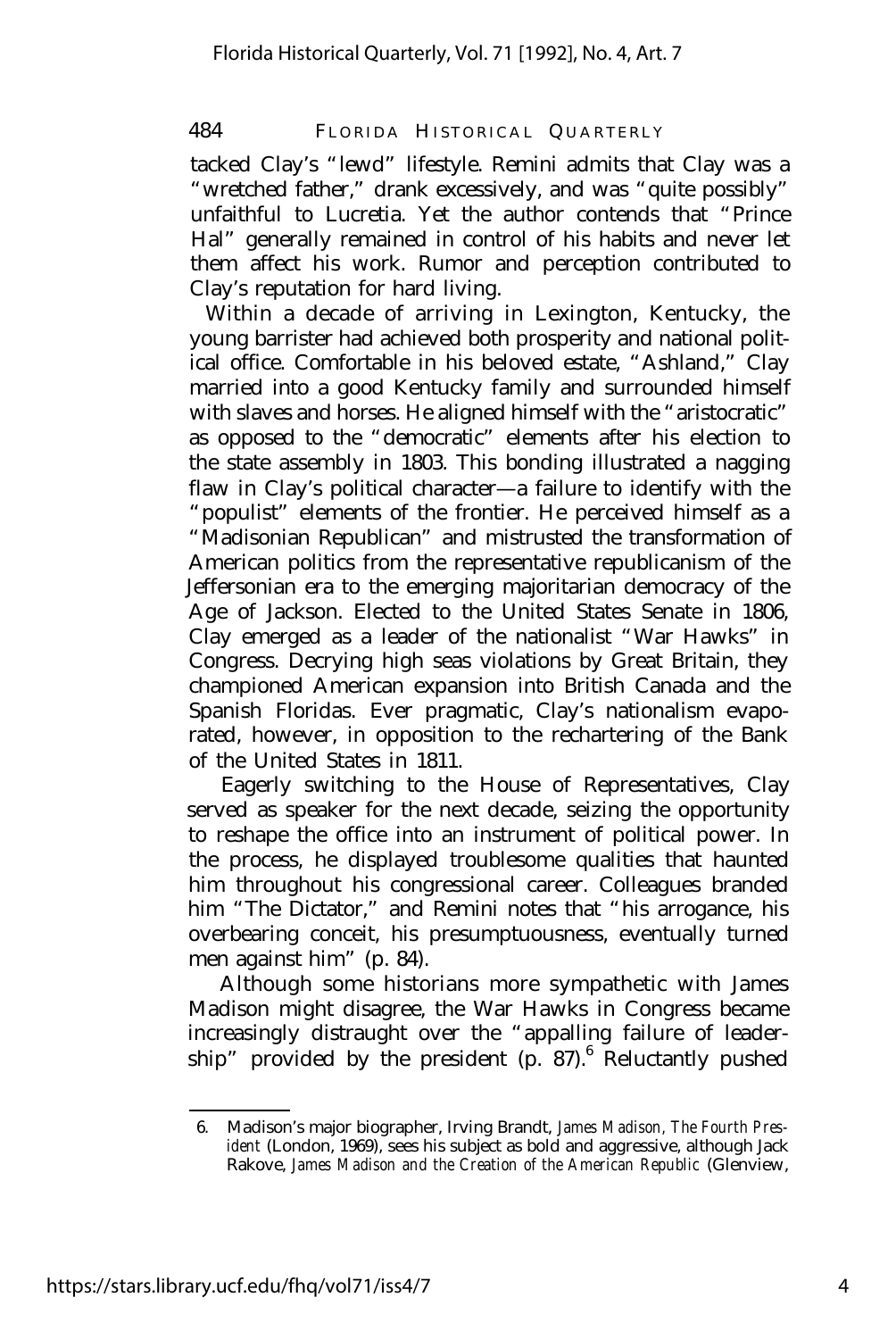tacked Clay's "lewd" lifestyle. Remini admits that Clay was a "wretched father," drank excessively, and was "quite possibly" unfaithful to Lucretia. Yet the author contends that "Prince Hal" generally remained in control of his habits and never let them affect his work. Rumor and perception contributed to Clay's reputation for hard living.

Within a decade of arriving in Lexington, Kentucky, the young barrister had achieved both prosperity and national political office. Comfortable in his beloved estate, "Ashland," Clay married into a good Kentucky family and surrounded himself with slaves and horses. He aligned himself with the "aristocratic" as opposed to the "democratic" elements after his election to the state assembly in 1803. This bonding illustrated a nagging flaw in Clay's political character—a failure to identify with the "populist" elements of the frontier. He perceived himself as a "Madisonian Republican" and mistrusted the transformation of American politics from the representative republicanism of the Jeffersonian era to the emerging majoritarian democracy of the Age of Jackson. Elected to the United States Senate in 1806, Clay emerged as a leader of the nationalist "War Hawks" in Congress. Decrying high seas violations by Great Britain, they championed American expansion into British Canada and the Spanish Floridas. Ever pragmatic, Clay's nationalism evaporated, however, in opposition to the rechartering of the Bank of the United States in 1811.

Eagerly switching to the House of Representatives, Clay served as speaker for the next decade, seizing the opportunity to reshape the office into an instrument of political power. In the process, he displayed troublesome qualities that haunted him throughout his congressional career. Colleagues branded him "The Dictator," and Remini notes that "his arrogance, his overbearing conceit, his presumptuousness, eventually turned men against him" (p. 84).

Although some historians more sympathetic with James Madison might disagree, the War Hawks in Congress became increasingly distraught over the "appalling failure of leadership" provided by the president (p. 87).[6] Reluctantly pushed

6. Madison's major biographer, Irving Brandt, *James Madison, The Fourth President* (London, 1969), sees his subject as bold and aggressive, although Jack Rakove, *James Madison and the Creation of the American Republic* (Glenview,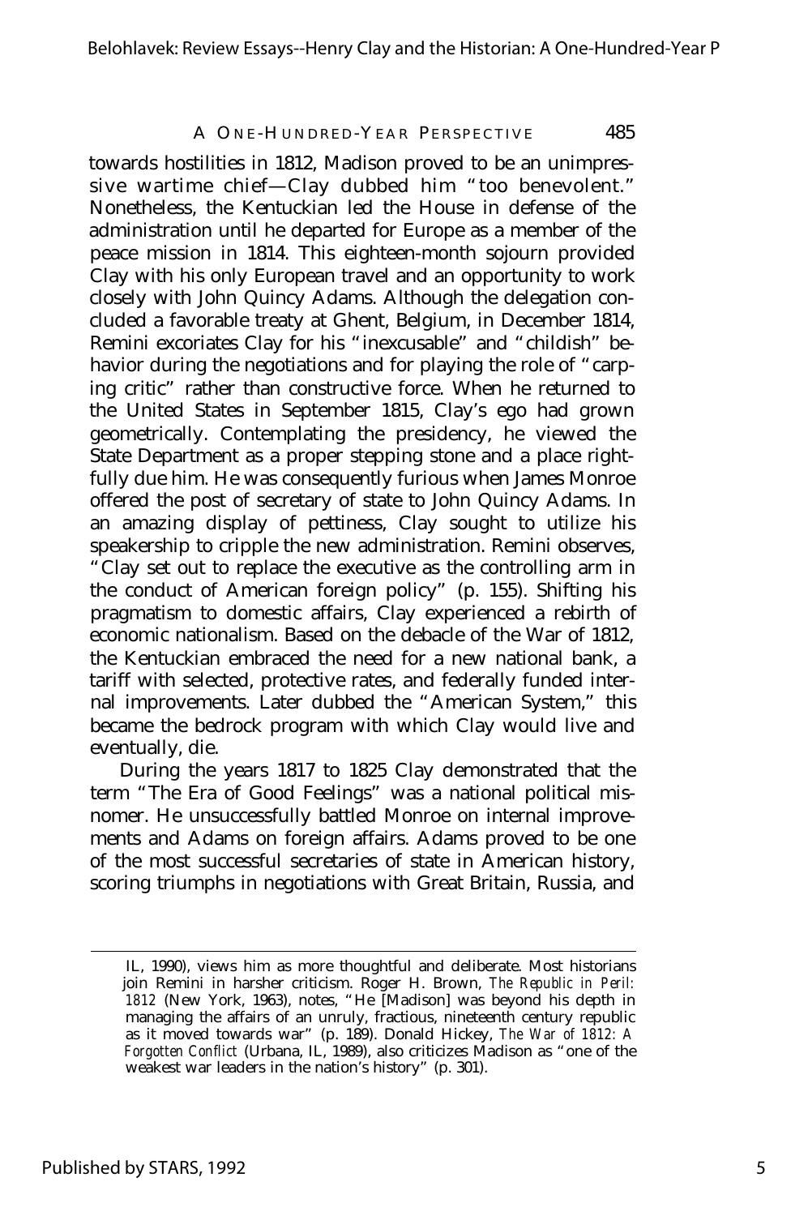towards hostilities in 1812, Madison proved to be an unimpressive wartime chief—Clay dubbed him "too benevolent." Nonetheless, the Kentuckian led the House in defense of the administration until he departed for Europe as a member of the peace mission in 1814. This eighteen-month sojourn provided Clay with his only European travel and an opportunity to work closely with John Quincy Adams. Although the delegation concluded a favorable treaty at Ghent, Belgium, in December 1814, Remini excoriates Clay for his "inexcusable" and "childish" behavior during the negotiations and for playing the role of "carping critic" rather than constructive force. When he returned to the United States in September 1815, Clay's ego had grown geometrically. Contemplating the presidency, he viewed the State Department as a proper stepping stone and a place rightfully due him. He was consequently furious when James Monroe offered the post of secretary of state to John Quincy Adams. In an amazing display of pettiness, Clay sought to utilize his speakership to cripple the new administration. Remini observes, "Clay set out to replace the executive as the controlling arm in the conduct of American foreign policy" (p. 155). Shifting his pragmatism to domestic affairs, Clay experienced a rebirth of economic nationalism. Based on the debacle of the War of 1812, the Kentuckian embraced the need for a new national bank, a tariff with selected, protective rates, and federally funded internal improvements. Later dubbed the "American System," this became the bedrock program with which Clay would live and eventually, die.

During the years 1817 to 1825 Clay demonstrated that the term "The Era of Good Feelings" was a national political misnomer. He unsuccessfully battled Monroe on internal improvements and Adams on foreign affairs. Adams proved to be one of the most successful secretaries of state in American history, scoring triumphs in negotiations with Great Britain, Russia, and

---

IL, 1990), views him as more thoughtful and deliberate. Most historians join Remini in harsher criticism. Roger H. Brown, *The Republic in Peril: 1812* (New York, 1963), notes, "He [Madison] was beyond his depth in managing the affairs of an unruly, fractious, nineteenth century republic as it moved towards war" (p. 189). Donald Hickey, *The War of 1812: A Forgotten Conflict* (Urbana, IL, 1989), also criticizes Madison as "one of the weakest war leaders in the nation's history" (p. 301).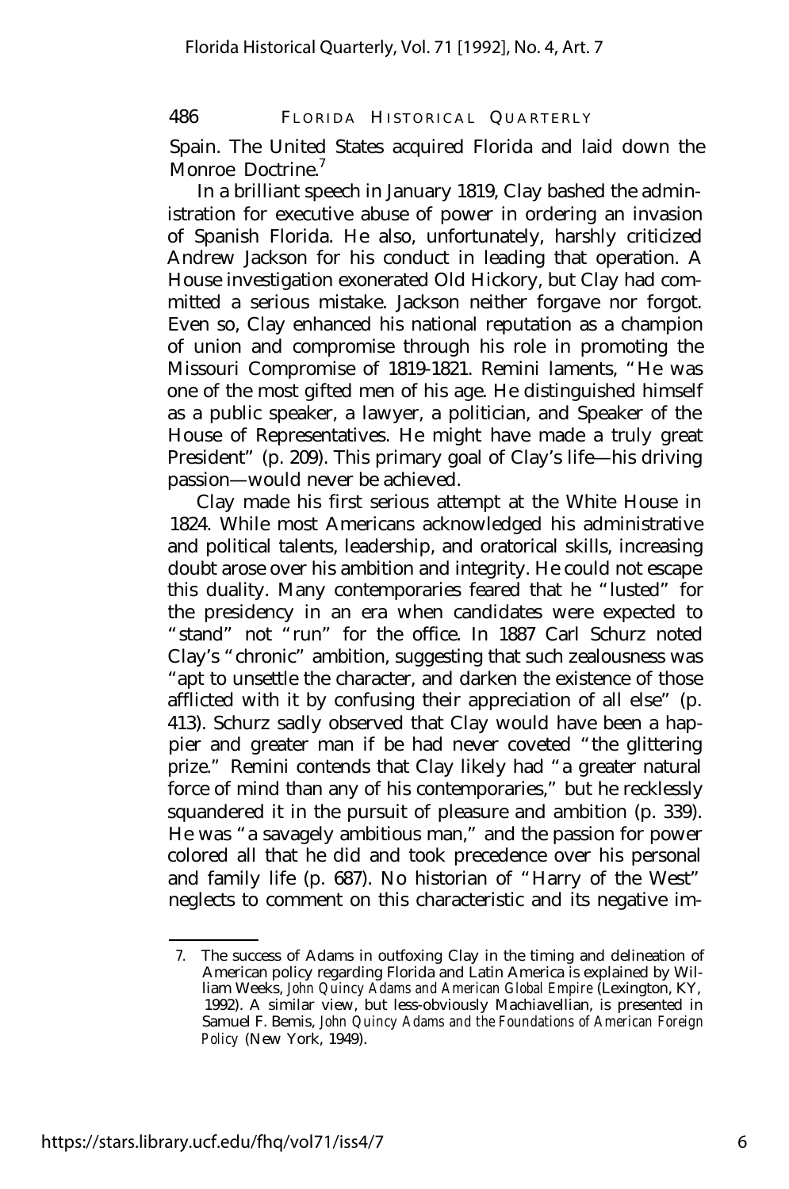Spain. The United States acquired Florida and laid down the Monroe Doctrine.[7]

In a brilliant speech in January 1819, Clay bashed the administration for executive abuse of power in ordering an invasion of Spanish Florida. He also, unfortunately, harshly criticized Andrew Jackson for his conduct in leading that operation. A House investigation exonerated Old Hickory, but Clay had committed a serious mistake. Jackson neither forgave nor forgot. Even so, Clay enhanced his national reputation as a champion of union and compromise through his role in promoting the Missouri Compromise of 1819-1821. Remini laments, "He was one of the most gifted men of his age. He distinguished himself as a public speaker, a lawyer, a politician, and Speaker of the House of Representatives. He might have made a truly great President" (p. 209). This primary goal of Clay's life—his driving passion—would never be achieved.

Clay made his first serious attempt at the White House in 1824. While most Americans acknowledged his administrative and political talents, leadership, and oratorical skills, increasing doubt arose over his ambition and integrity. He could not escape this duality. Many contemporaries feared that he "lusted" for the presidency in an era when candidates were expected to "stand" not "run" for the office. In 1887 Carl Schurz noted Clay's "chronic" ambition, suggesting that such zealousness was "apt to unsettle the character, and darken the existence of those afflicted with it by confusing their appreciation of all else" (p. 413). Schurz sadly observed that Clay would have been a happier and greater man if be had never coveted "the glittering prize." Remini contends that Clay likely had "a greater natural force of mind than any of his contemporaries," but he recklessly squandered it in the pursuit of pleasure and ambition (p. 339). He was "a savagely ambitious man," and the passion for power colored all that he did and took precedence over his personal and family life (p. 687). No historian of "Harry of the West" neglects to comment on this characteristic and its negative im-

7. The success of Adams in outfoxing Clay in the timing and delineation of American policy regarding Florida and Latin America is explained by William Weeks, *John Quincy Adams and American Global Empire* (Lexington, KY, 1992). A similar view, but less-obviously Machiavellian, is presented in Samuel F. Bemis, *John Quincy Adams and the Foundations of American Foreign Policy* (New York, 1949).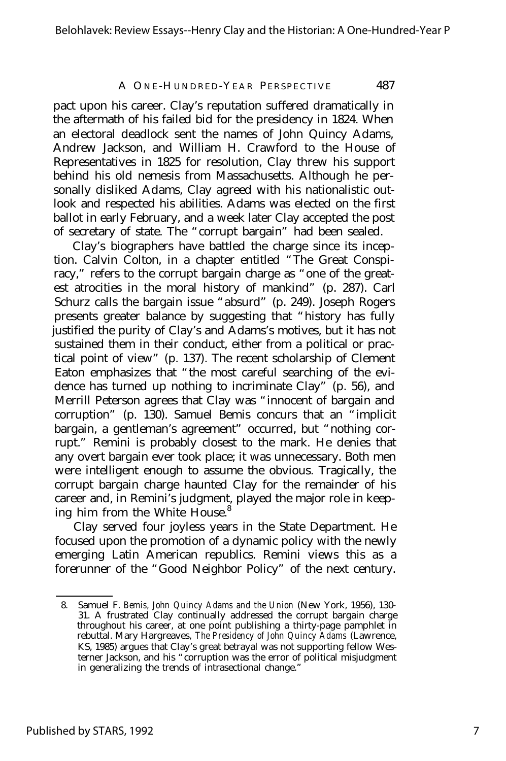pact upon his career. Clay's reputation suffered dramatically in the aftermath of his failed bid for the presidency in 1824. When an electoral deadlock sent the names of John Quincy Adams, Andrew Jackson, and William H. Crawford to the House of Representatives in 1825 for resolution, Clay threw his support behind his old nemesis from Massachusetts. Although he personally disliked Adams, Clay agreed with his nationalistic outlook and respected his abilities. Adams was elected on the first ballot in early February, and a week later Clay accepted the post of secretary of state. The "corrupt bargain" had been sealed.

Clay's biographers have battled the charge since its inception. Calvin Colton, in a chapter entitled "The Great Conspiracy," refers to the corrupt bargain charge as "one of the greatest atrocities in the moral history of mankind" (p. 287). Carl Schurz calls the bargain issue "absurd" (p. 249). Joseph Rogers presents greater balance by suggesting that "history has fully justified the purity of Clay's and Adams's motives, but it has not sustained them in their conduct, either from a political or practical point of view" (p. 137). The recent scholarship of Clement Eaton emphasizes that "the most careful searching of the evidence has turned up nothing to incriminate Clay" (p. 56), and Merrill Peterson agrees that Clay was "innocent of bargain and corruption" (p. 130). Samuel Bemis concurs that an "implicit bargain, a gentleman's agreement" occurred, but "nothing corrupt." Remini is probably closest to the mark. He denies that any overt bargain ever took place; it was unnecessary. Both men were intelligent enough to assume the obvious. Tragically, the corrupt bargain charge haunted Clay for the remainder of his career and, in Remini's judgment, played the major role in keeping him from the White House.[8]

Clay served four joyless years in the State Department. He focused upon the promotion of a dynamic policy with the newly emerging Latin American republics. Remini views this as a forerunner of the "Good Neighbor Policy" of the next century.

---

8. Samuel F. Bemis, *John Quincy Adams and the Union* (New York, 1956), 130-31. A frustrated Clay continually addressed the corrupt bargain charge throughout his career, at one point publishing a thirty-page pamphlet in rebuttal. Mary Hargreaves, *The Presidency of John Quincy Adams* (Lawrence, KS, 1985) argues that Clay's great betrayal was not supporting fellow Westerner Jackson, and his "corruption was the error of political misjudgment in generalizing the trends of intrasectional change."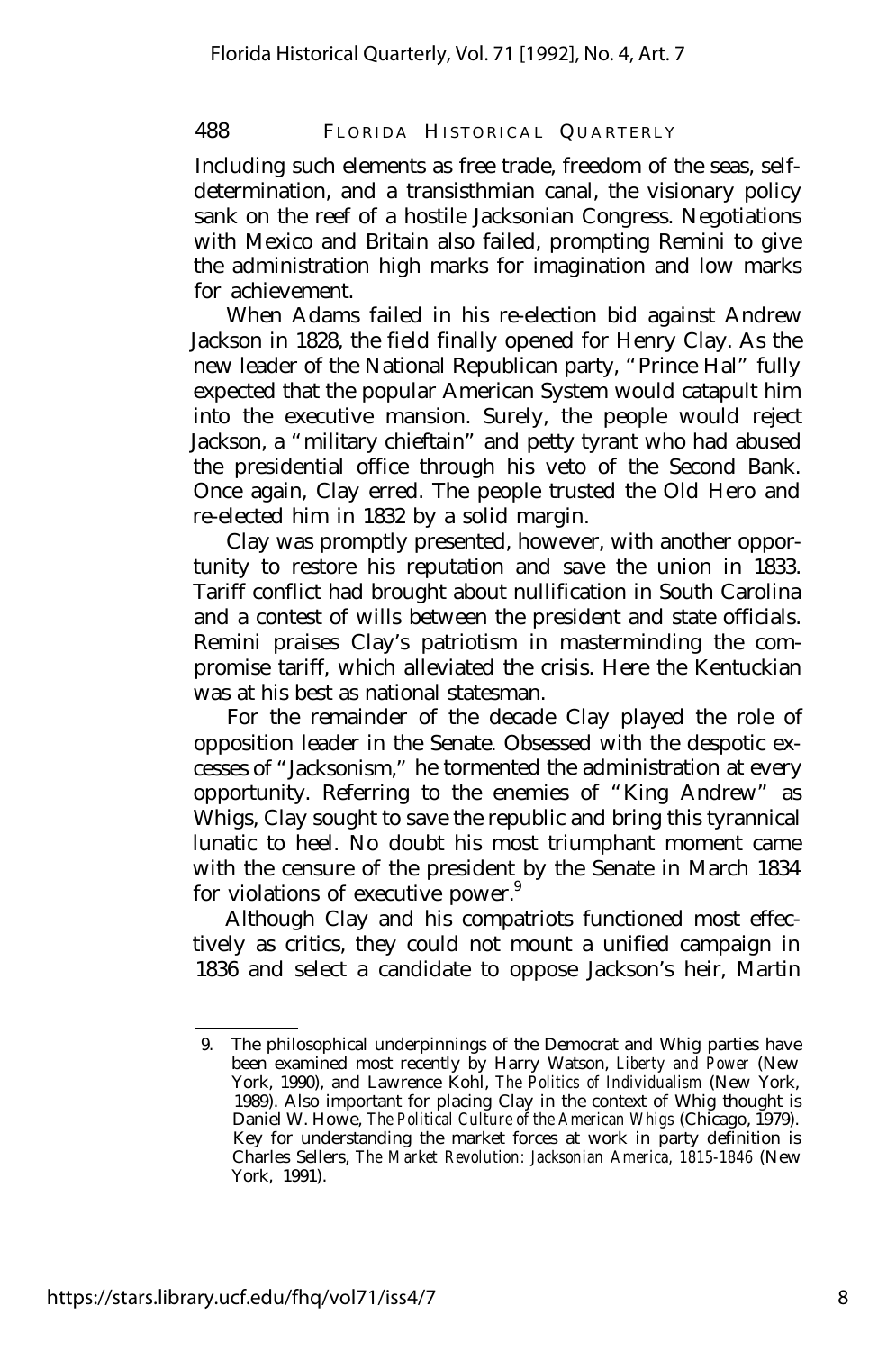Including such elements as free trade, freedom of the seas, self-determination, and a transisthmian canal, the visionary policy sank on the reef of a hostile Jacksonian Congress. Negotiations with Mexico and Britain also failed, prompting Remini to give the administration high marks for imagination and low marks for achievement.

When Adams failed in his re-election bid against Andrew Jackson in 1828, the field finally opened for Henry Clay. As the new leader of the National Republican party, "Prince Hal" fully expected that the popular American System would catapult him into the executive mansion. Surely, the people would reject Jackson, a "military chieftain" and petty tyrant who had abused the presidential office through his veto of the Second Bank. Once again, Clay erred. The people trusted the Old Hero and re-elected him in 1832 by a solid margin.

Clay was promptly presented, however, with another opportunity to restore his reputation and save the union in 1833. Tariff conflict had brought about nullification in South Carolina and a contest of wills between the president and state officials. Remini praises Clay's patriotism in masterminding the compromise tariff, which alleviated the crisis. Here the Kentuckian was at his best as national statesman.

For the remainder of the decade Clay played the role of opposition leader in the Senate. Obsessed with the despotic excesses of "Jacksonism," he tormented the administration at every opportunity. Referring to the enemies of "King Andrew" as Whigs, Clay sought to save the republic and bring this tyrannical lunatic to heel. No doubt his most triumphant moment came with the censure of the president by the Senate in March 1834 for violations of executive power.[9]

Although Clay and his compatriots functioned most effectively as critics, they could not mount a unified campaign in 1836 and select a candidate to oppose Jackson's heir, Martin

---

9. The philosophical underpinnings of the Democrat and Whig parties have been examined most recently by Harry Watson, *Liberty and Power* (New York, 1990), and Lawrence Kohl, *The Politics of Individualism* (New York, 1989). Also important for placing Clay in the context of Whig thought is Daniel W. Howe, *The Political Culture of the American Whigs* (Chicago, 1979). Key for understanding the market forces at work in party definition is Charles Sellers, *The Market Revolution: Jacksonian America, 1815-1846* (New York, 1991).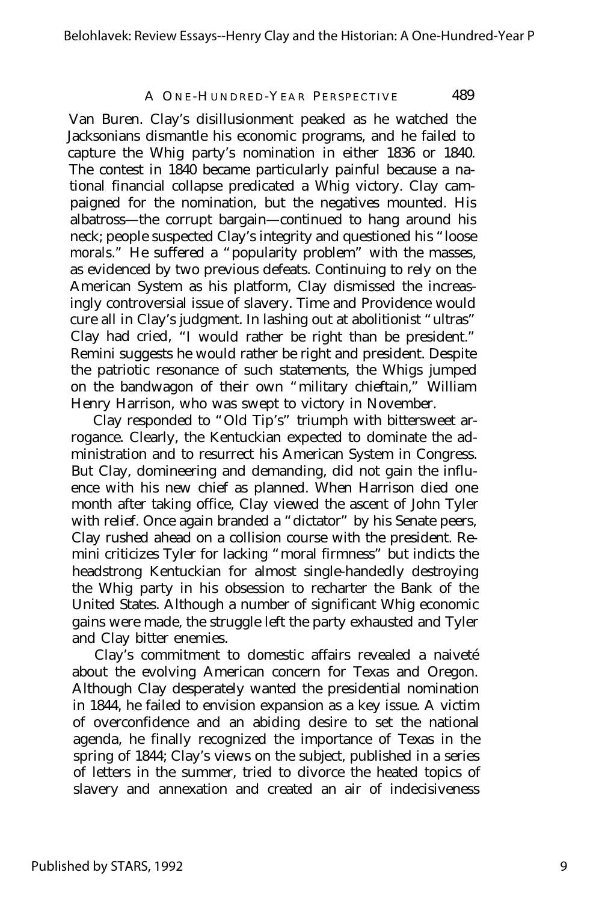Van Buren. Clay's disillusionment peaked as he watched the Jacksonians dismantle his economic programs, and he failed to capture the Whig party's nomination in either 1836 or 1840. The contest in 1840 became particularly painful because a national financial collapse predicated a Whig victory. Clay campaigned for the nomination, but the negatives mounted. His albatross—the corrupt bargain—continued to hang around his neck; people suspected Clay's integrity and questioned his "loose morals." He suffered a "popularity problem" with the masses, as evidenced by two previous defeats. Continuing to rely on the American System as his platform, Clay dismissed the increasingly controversial issue of slavery. Time and Providence would cure all in Clay's judgment. In lashing out at abolitionist "ultras" Clay had cried, "I would rather be right than be president." Remini suggests he would rather be right and president. Despite the patriotic resonance of such statements, the Whigs jumped on the bandwagon of their own "military chieftain," William Henry Harrison, who was swept to victory in November.

Clay responded to "Old Tip's" triumph with bittersweet arrogance. Clearly, the Kentuckian expected to dominate the administration and to resurrect his American System in Congress. But Clay, domineering and demanding, did not gain the influence with his new chief as planned. When Harrison died one month after taking office, Clay viewed the ascent of John Tyler with relief. Once again branded a "dictator" by his Senate peers, Clay rushed ahead on a collision course with the president. Remini criticizes Tyler for lacking "moral firmness" but indicts the headstrong Kentuckian for almost single-handedly destroying the Whig party in his obsession to recharter the Bank of the United States. Although a number of significant Whig economic gains were made, the struggle left the party exhausted and Tyler and Clay bitter enemies.

Clay's commitment to domestic affairs revealed a naiveté about the evolving American concern for Texas and Oregon. Although Clay desperately wanted the presidential nomination in 1844, he failed to envision expansion as a key issue. A victim of overconfidence and an abiding desire to set the national agenda, he finally recognized the importance of Texas in the spring of 1844; Clay's views on the subject, published in a series of letters in the summer, tried to divorce the heated topics of slavery and annexation and created an air of indecisiveness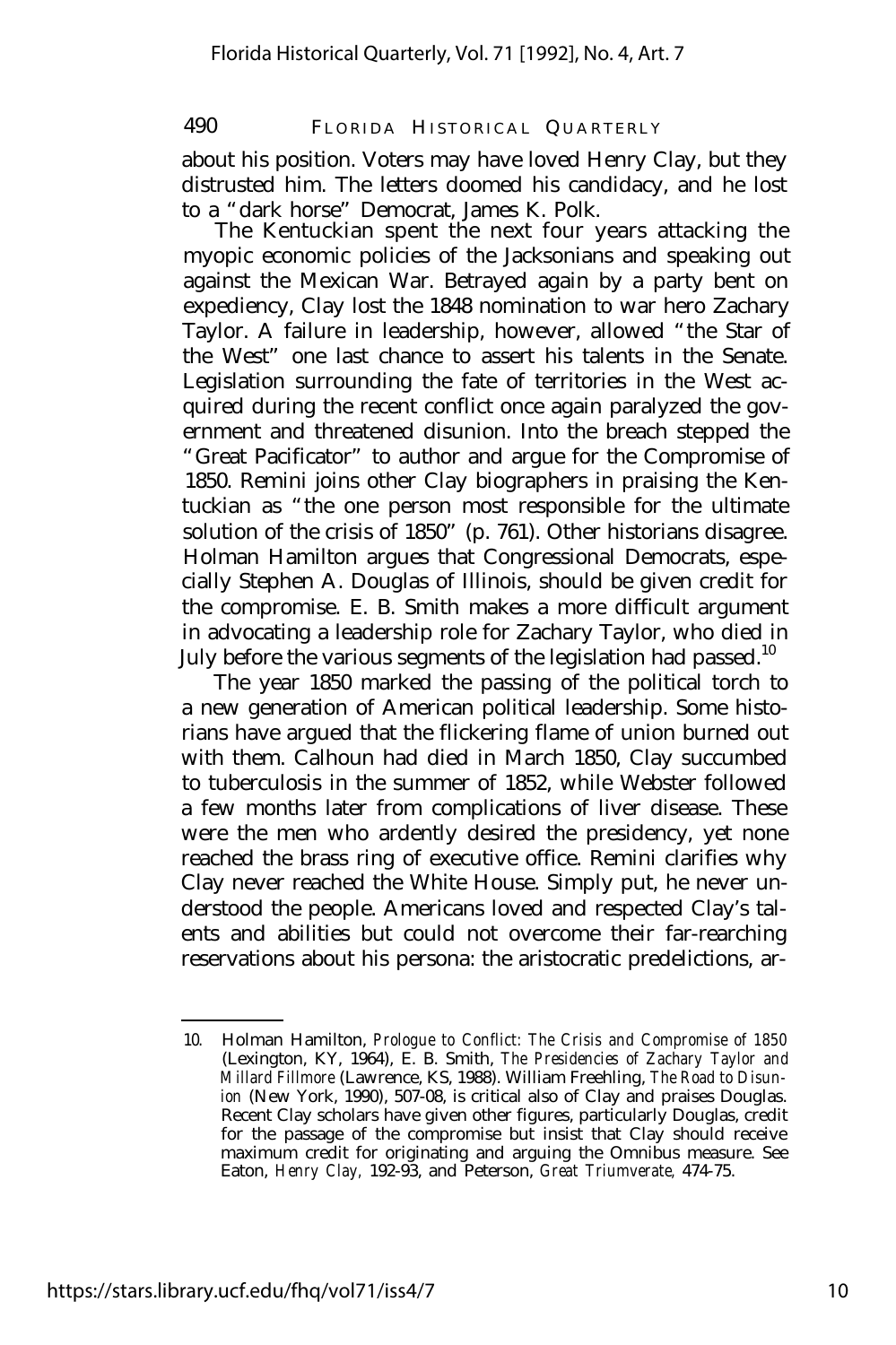about his position. Voters may have loved Henry Clay, but they distrusted him. The letters doomed his candidacy, and he lost to a "dark horse" Democrat, James K. Polk.

The Kentuckian spent the next four years attacking the myopic economic policies of the Jacksonians and speaking out against the Mexican War. Betrayed again by a party bent on expediency, Clay lost the 1848 nomination to war hero Zachary Taylor. A failure in leadership, however, allowed "the Star of the West" one last chance to assert his talents in the Senate. Legislation surrounding the fate of territories in the West acquired during the recent conflict once again paralyzed the government and threatened disunion. Into the breach stepped the "Great Pacificator" to author and argue for the Compromise of 1850. Remini joins other Clay biographers in praising the Kentuckian as "the one person most responsible for the ultimate solution of the crisis of 1850" (p. 761). Other historians disagree. Holman Hamilton argues that Congressional Democrats, especially Stephen A. Douglas of Illinois, should be given credit for the compromise. E. B. Smith makes a more difficult argument in advocating a leadership role for Zachary Taylor, who died in July before the various segments of the legislation had passed.[10]

The year 1850 marked the passing of the political torch to a new generation of American political leadership. Some historians have argued that the flickering flame of union burned out with them. Calhoun had died in March 1850, Clay succumbed to tuberculosis in the summer of 1852, while Webster followed a few months later from complications of liver disease. These were the men who ardently desired the presidency, yet none reached the brass ring of executive office. Remini clarifies why Clay never reached the White House. Simply put, he never understood the people. Americans loved and respected Clay's talents and abilities but could not overcome their far-rearching reservations about his persona: the aristocratic predelictions, ar-

---

10. Holman Hamilton, *Prologue to Conflict: The Crisis and Compromise of 1850* (Lexington, KY, 1964), E. B. Smith, *The Presidencies of Zachary Taylor and Millard Fillmore* (Lawrence, KS, 1988). William Freehling, *The Road to Disunion* (New York, 1990), 507-08, is critical also of Clay and praises Douglas. Recent Clay scholars have given other figures, particularly Douglas, credit for the passage of the compromise but insist that Clay should receive maximum credit for originating and arguing the Omnibus measure. See Eaton, *Henry Clay,* 192-93, and Peterson, *Great Triumverate,* 474-75.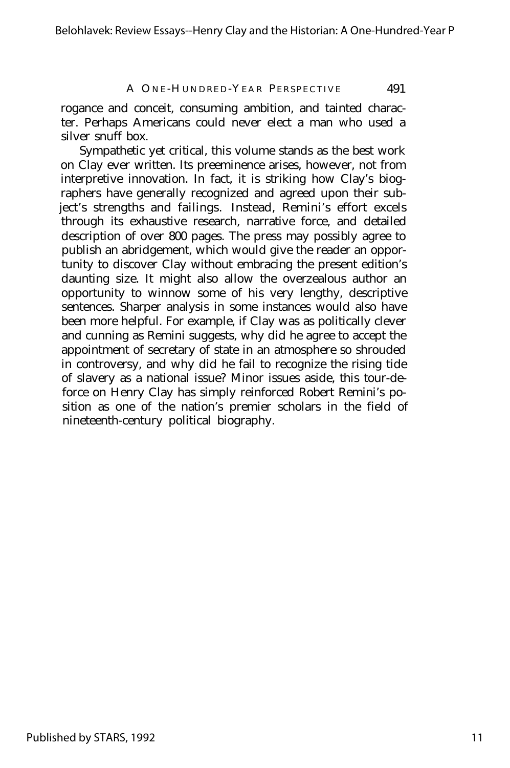rogance and conceit, consuming ambition, and tainted character. Perhaps Americans could never elect a man who used a silver snuff box.

Sympathetic yet critical, this volume stands as the best work on Clay ever written. Its preeminence arises, however, not from interpretive innovation. In fact, it is striking how Clay's biographers have generally recognized and agreed upon their subject's strengths and failings. Instead, Remini's effort excels through its exhaustive research, narrative force, and detailed description of over 800 pages. The press may possibly agree to publish an abridgement, which would give the reader an opportunity to discover Clay without embracing the present edition's daunting size. It might also allow the overzealous author an opportunity to winnow some of his very lengthy, descriptive sentences. Sharper analysis in some instances would also have been more helpful. For example, if Clay was as politically clever and cunning as Remini suggests, why did he agree to accept the appointment of secretary of state in an atmosphere so shrouded in controversy, and why did he fail to recognize the rising tide of slavery as a national issue? Minor issues aside, this tour-de-force on Henry Clay has simply reinforced Robert Remini's position as one of the nation's premier scholars in the field of nineteenth-century political biography.